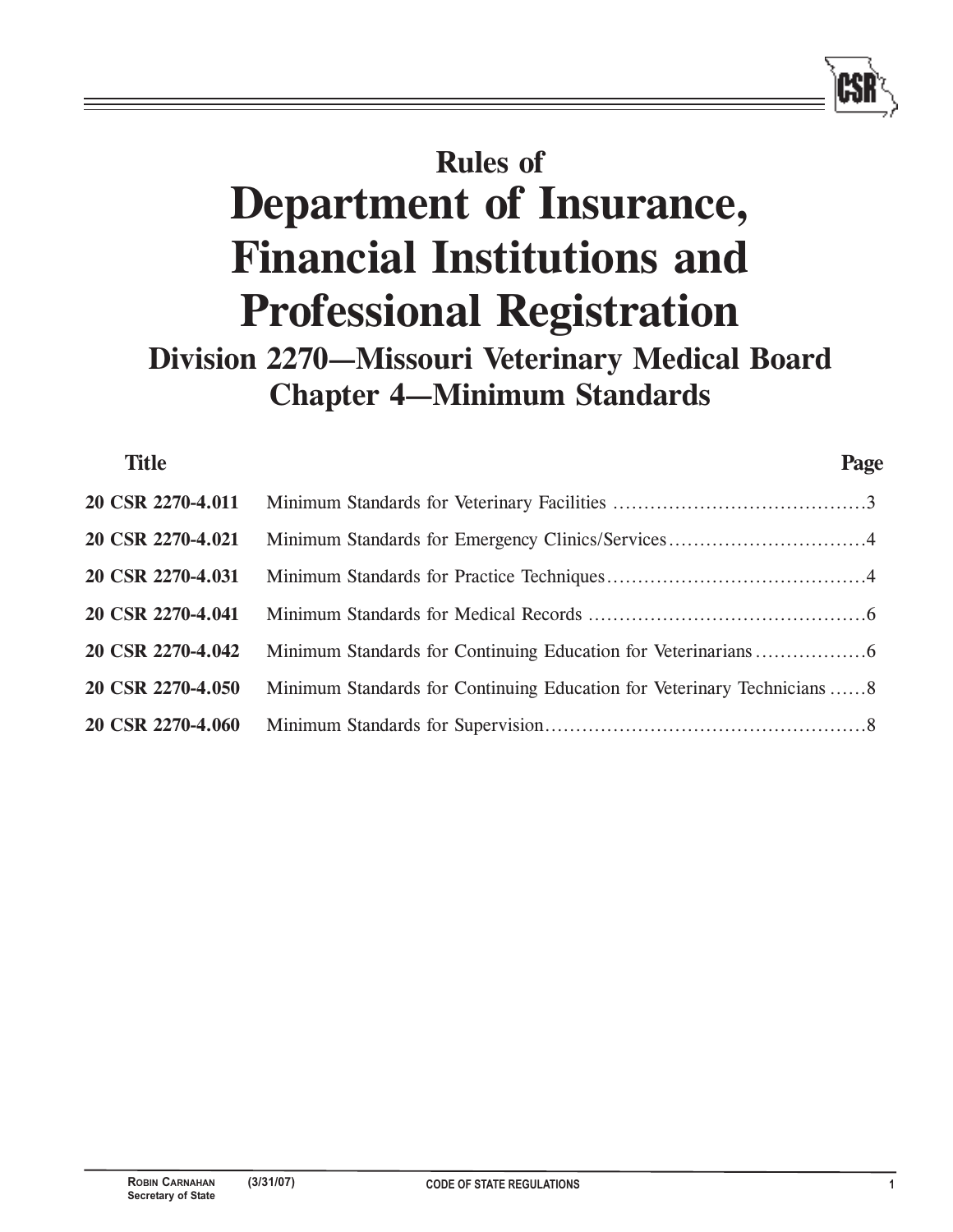# Rules of
# Department of Insurance, Financial Institutions and Professional Registration

## Division 2270—Missouri Veterinary Medical Board
## Chapter 4—Minimum Standards

| Title | | Page |
|---|---|---|
| 20 CSR 2270-4.011 | Minimum Standards for Veterinary Facilities | 3 |
| 20 CSR 2270-4.021 | Minimum Standards for Emergency Clinics/Services | 4 |
| 20 CSR 2270-4.031 | Minimum Standards for Practice Techniques | 4 |
| 20 CSR 2270-4.041 | Minimum Standards for Medical Records | 6 |
| 20 CSR 2270-4.042 | Minimum Standards for Continuing Education for Veterinarians | 6 |
| 20 CSR 2270-4.050 | Minimum Standards for Continuing Education for Veterinary Technicians | 8 |
| 20 CSR 2270-4.060 | Minimum Standards for Supervision | 8 |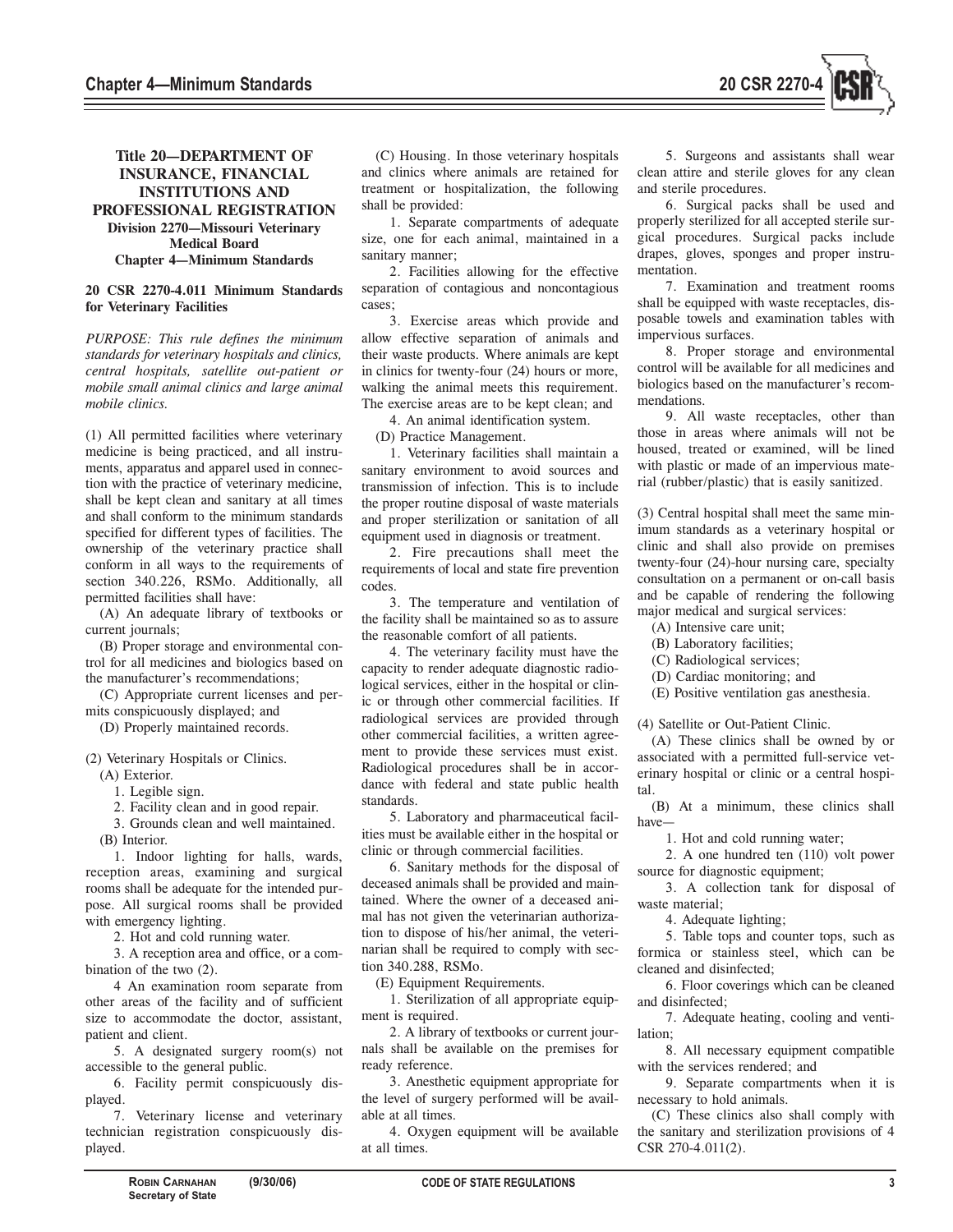# Title 20—DEPARTMENT OF INSURANCE, FINANCIAL INSTITUTIONS AND PROFESSIONAL REGISTRATION

## Division 2270—Missouri Veterinary Medical Board

## Chapter 4—Minimum Standards

### 20 CSR 2270-4.011 Minimum Standards for Veterinary Facilities

*PURPOSE: This rule defines the minimum standards for veterinary hospitals and clinics, central hospitals, satellite out-patient or mobile small animal clinics and large animal mobile clinics.*

(1) All permitted facilities where veterinary medicine is being practiced, and all instruments, apparatus and apparel used in connection with the practice of veterinary medicine, shall be kept clean and sanitary at all times and shall conform to the minimum standards specified for different types of facilities. The ownership of the veterinary practice shall conform in all ways to the requirements of section 340.226, RSMo. Additionally, all permitted facilities shall have:

(A) An adequate library of textbooks or current journals;

(B) Proper storage and environmental control for all medicines and biologics based on the manufacturer's recommendations;

(C) Appropriate current licenses and permits conspicuously displayed; and

(D) Properly maintained records.

(2) Veterinary Hospitals or Clinics.

(A) Exterior.

1. Legible sign.

2. Facility clean and in good repair.

3. Grounds clean and well maintained.

(B) Interior.

1. Indoor lighting for halls, wards, reception areas, examining and surgical rooms shall be adequate for the intended purpose. All surgical rooms shall be provided with emergency lighting.

2. Hot and cold running water.

3. A reception area and office, or a combination of the two (2).

4 An examination room separate from other areas of the facility and of sufficient size to accommodate the doctor, assistant, patient and client.

5. A designated surgery room(s) not accessible to the general public.

6. Facility permit conspicuously displayed.

7. Veterinary license and veterinary technician registration conspicuously displayed.

(C) Housing. In those veterinary hospitals and clinics where animals are retained for treatment or hospitalization, the following shall be provided:

1. Separate compartments of adequate size, one for each animal, maintained in a sanitary manner;

2. Facilities allowing for the effective separation of contagious and noncontagious cases;

3. Exercise areas which provide and allow effective separation of animals and their waste products. Where animals are kept in clinics for twenty-four (24) hours or more, walking the animal meets this requirement. The exercise areas are to be kept clean; and

4. An animal identification system.

(D) Practice Management.

1. Veterinary facilities shall maintain a sanitary environment to avoid sources and transmission of infection. This is to include the proper routine disposal of waste materials and proper sterilization or sanitation of all equipment used in diagnosis or treatment.

2. Fire precautions shall meet the requirements of local and state fire prevention codes.

3. The temperature and ventilation of the facility shall be maintained so as to assure the reasonable comfort of all patients.

4. The veterinary facility must have the capacity to render adequate diagnostic radiological services, either in the hospital or clinic or through other commercial facilities. If radiological services are provided through other commercial facilities, a written agreement to provide these services must exist. Radiological procedures shall be in accordance with federal and state public health standards.

5. Laboratory and pharmaceutical facilities must be available either in the hospital or clinic or through commercial facilities.

6. Sanitary methods for the disposal of deceased animals shall be provided and maintained. Where the owner of a deceased animal has not given the veterinarian authorization to dispose of his/her animal, the veterinarian shall be required to comply with section 340.288, RSMo.

(E) Equipment Requirements.

1. Sterilization of all appropriate equipment is required.

2. A library of textbooks or current journals shall be available on the premises for ready reference.

3. Anesthetic equipment appropriate for the level of surgery performed will be available at all times.

4. Oxygen equipment will be available at all times.

5. Surgeons and assistants shall wear clean attire and sterile gloves for any clean and sterile procedures.

6. Surgical packs shall be used and properly sterilized for all accepted sterile surgical procedures. Surgical packs include drapes, gloves, sponges and proper instrumentation.

7. Examination and treatment rooms shall be equipped with waste receptacles, disposable towels and examination tables with impervious surfaces.

8. Proper storage and environmental control will be available for all medicines and biologics based on the manufacturer's recommendations.

9. All waste receptacles, other than those in areas where animals will not be housed, treated or examined, will be lined with plastic or made of an impervious material (rubber/plastic) that is easily sanitized.

(3) Central hospital shall meet the same minimum standards as a veterinary hospital or clinic and shall also provide on premises twenty-four (24)-hour nursing care, specialty consultation on a permanent or on-call basis and be capable of rendering the following major medical and surgical services:

(A) Intensive care unit;

(B) Laboratory facilities;

(C) Radiological services;

(D) Cardiac monitoring; and

(E) Positive ventilation gas anesthesia.

(4) Satellite or Out-Patient Clinic.

(A) These clinics shall be owned by or associated with a permitted full-service veterinary hospital or clinic or a central hospital.

(B) At a minimum, these clinics shall have—

1. Hot and cold running water;

2. A one hundred ten (110) volt power source for diagnostic equipment;

3. A collection tank for disposal of waste material;

4. Adequate lighting;

5. Table tops and counter tops, such as formica or stainless steel, which can be cleaned and disinfected;

6. Floor coverings which can be cleaned and disinfected;

7. Adequate heating, cooling and ventilation;

8. All necessary equipment compatible with the services rendered; and

9. Separate compartments when it is necessary to hold animals.

(C) These clinics also shall comply with the sanitary and sterilization provisions of 4 CSR 270-4.011(2).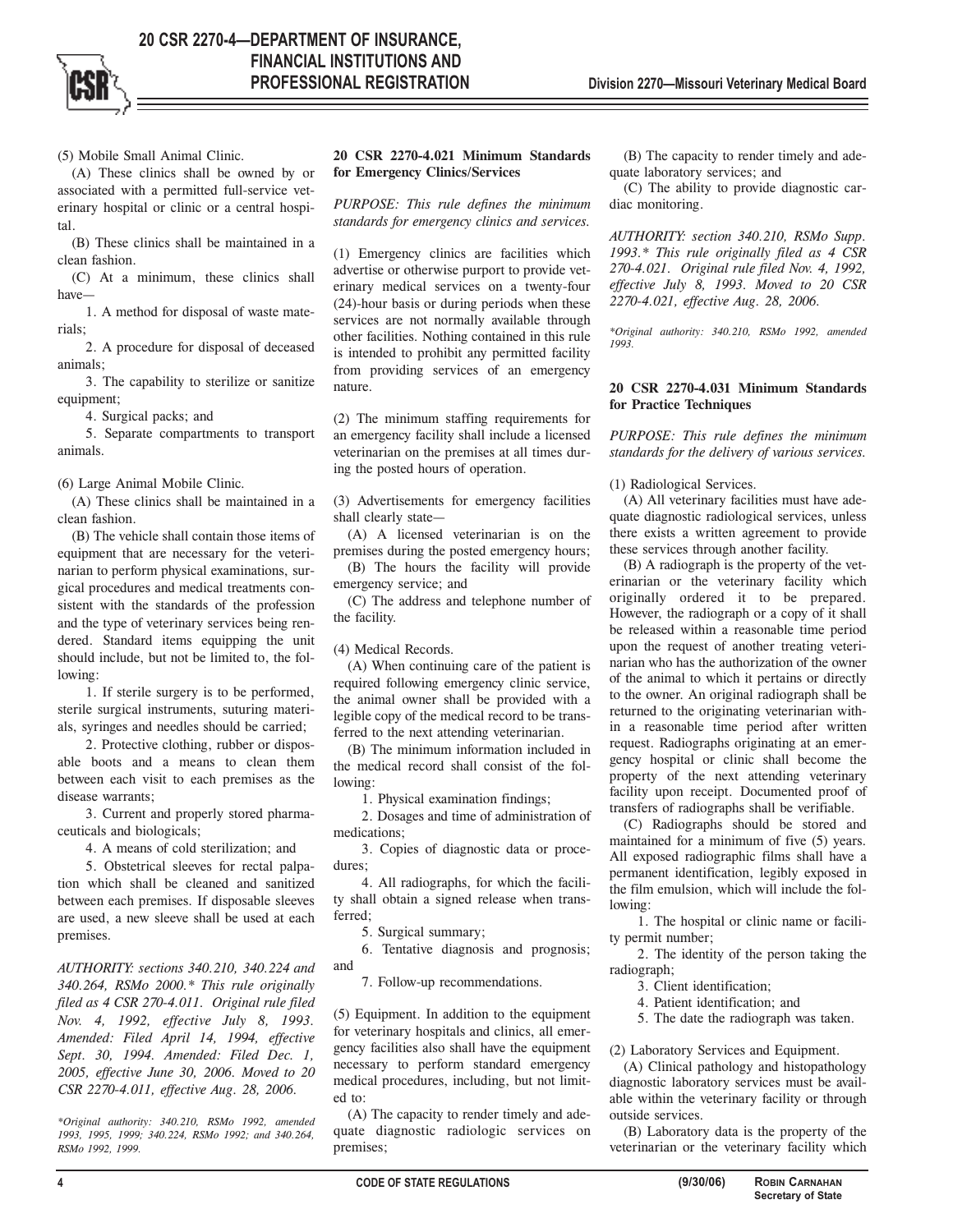(5) Mobile Small Animal Clinic.

(A) These clinics shall be owned by or associated with a permitted full-service veterinary hospital or clinic or a central hospital.

(B) These clinics shall be maintained in a clean fashion.

(C) At a minimum, these clinics shall have—

1. A method for disposal of waste materials;

2. A procedure for disposal of deceased animals;

3. The capability to sterilize or sanitize equipment;

4. Surgical packs; and

5. Separate compartments to transport animals.

(6) Large Animal Mobile Clinic.

(A) These clinics shall be maintained in a clean fashion.

(B) The vehicle shall contain those items of equipment that are necessary for the veterinarian to perform physical examinations, surgical procedures and medical treatments consistent with the standards of the profession and the type of veterinary services being rendered. Standard items equipping the unit should include, but not be limited to, the following:

1. If sterile surgery is to be performed, sterile surgical instruments, suturing materials, syringes and needles should be carried;

2. Protective clothing, rubber or disposable boots and a means to clean them between each visit to each premises as the disease warrants;

3. Current and properly stored pharmaceuticals and biologicals;

4. A means of cold sterilization; and

5. Obstetrical sleeves for rectal palpation which shall be cleaned and sanitized between each premises. If disposable sleeves are used, a new sleeve shall be used at each premises.

*AUTHORITY: sections 340.210, 340.224 and 340.264, RSMo 2000.* This rule originally filed as 4 CSR 270-4.011. Original rule filed Nov. 4, 1992, effective July 8, 1993. Amended: Filed April 14, 1994, effective Sept. 30, 1994. Amended: Filed Dec. 1, 2005, effective June 30, 2006. Moved to 20 CSR 2270-4.011, effective Aug. 28, 2006.*

**Original authority: 340.210, RSMo 1992, amended 1993, 1995, 1999; 340.224, RSMo 1992; and 340.264, RSMo 1992, 1999.*

**20 CSR 2270-4.021 Minimum Standards for Emergency Clinics/Services**

*PURPOSE: This rule defines the minimum standards for emergency clinics and services.*

(1) Emergency clinics are facilities which advertise or otherwise purport to provide veterinary medical services on a twenty-four (24)-hour basis or during periods when these services are not normally available through other facilities. Nothing contained in this rule is intended to prohibit any permitted facility from providing services of an emergency nature.

(2) The minimum staffing requirements for an emergency facility shall include a licensed veterinarian on the premises at all times during the posted hours of operation.

(3) Advertisements for emergency facilities shall clearly state—

(A) A licensed veterinarian is on the premises during the posted emergency hours;

(B) The hours the facility will provide emergency service; and

(C) The address and telephone number of the facility.

(4) Medical Records.

(A) When continuing care of the patient is required following emergency clinic service, the animal owner shall be provided with a legible copy of the medical record to be transferred to the next attending veterinarian.

(B) The minimum information included in the medical record shall consist of the following:

1. Physical examination findings;

2. Dosages and time of administration of medications;

3. Copies of diagnostic data or procedures;

4. All radiographs, for which the facility shall obtain a signed release when transferred;

5. Surgical summary;

6. Tentative diagnosis and prognosis; and

7. Follow-up recommendations.

(5) Equipment. In addition to the equipment for veterinary hospitals and clinics, all emergency facilities also shall have the equipment necessary to perform standard emergency medical procedures, including, but not limited to:

(A) The capacity to render timely and adequate diagnostic radiologic services on premises;

(B) The capacity to render timely and adequate laboratory services; and

(C) The ability to provide diagnostic cardiac monitoring.

*AUTHORITY: section 340.210, RSMo Supp. 1993.* This rule originally filed as 4 CSR 270-4.021. Original rule filed Nov. 4, 1992, effective July 8, 1993. Moved to 20 CSR 2270-4.021, effective Aug. 28, 2006.*

**Original authority: 340.210, RSMo 1992, amended 1993.*

**20 CSR 2270-4.031 Minimum Standards for Practice Techniques**

*PURPOSE: This rule defines the minimum standards for the delivery of various services.*

(1) Radiological Services.

(A) All veterinary facilities must have adequate diagnostic radiological services, unless there exists a written agreement to provide these services through another facility.

(B) A radiograph is the property of the veterinarian or the veterinary facility which originally ordered it to be prepared. However, the radiograph or a copy of it shall be released within a reasonable time period upon the request of another treating veterinarian who has the authorization of the owner of the animal to which it pertains or directly to the owner. An original radiograph shall be returned to the originating veterinarian within a reasonable time period after written request. Radiographs originating at an emergency hospital or clinic shall become the property of the next attending veterinary facility upon receipt. Documented proof of transfers of radiographs shall be verifiable.

(C) Radiographs should be stored and maintained for a minimum of five (5) years. All exposed radiographic films shall have a permanent identification, legibly exposed in the film emulsion, which will include the following:

1. The hospital or clinic name or facility permit number;

2. The identity of the person taking the radiograph;

3. Client identification;

4. Patient identification; and

5. The date the radiograph was taken.

(2) Laboratory Services and Equipment.

(A) Clinical pathology and histopathology diagnostic laboratory services must be available within the veterinary facility or through outside services.

(B) Laboratory data is the property of the veterinarian or the veterinary facility which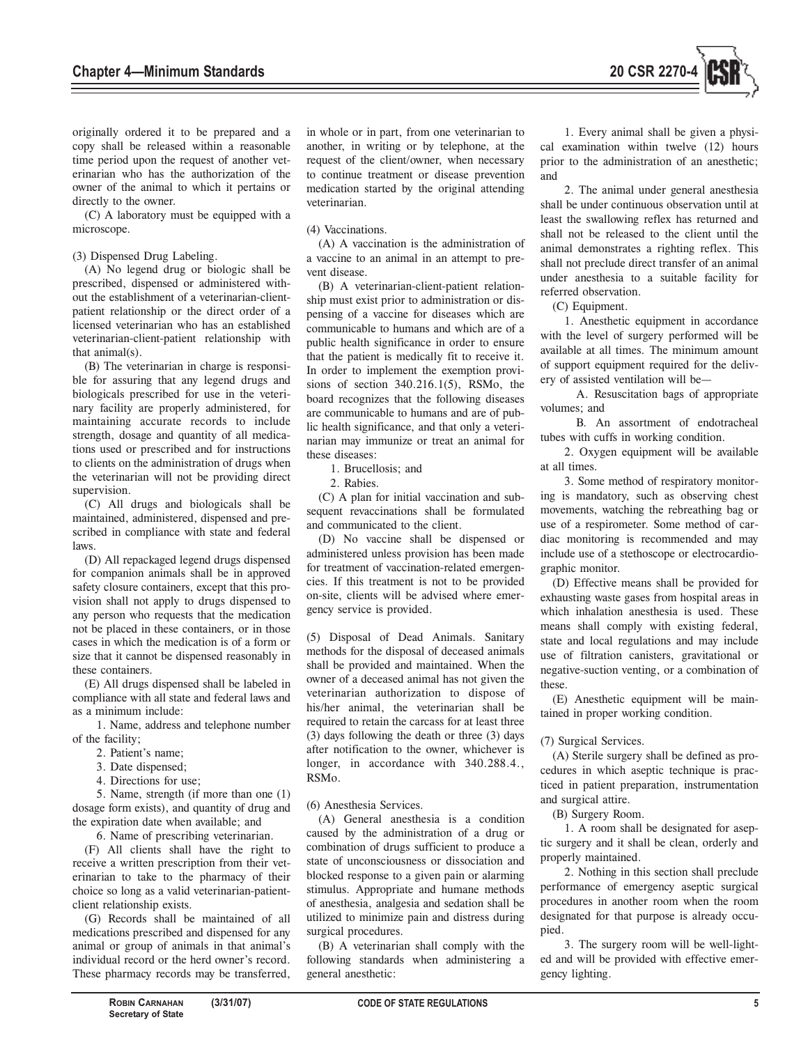originally ordered it to be prepared and a copy shall be released within a reasonable time period upon the request of another veterinarian who has the authorization of the owner of the animal to which it pertains or directly to the owner.

(C) A laboratory must be equipped with a microscope.

(3) Dispensed Drug Labeling.

(A) No legend drug or biologic shall be prescribed, dispensed or administered without the establishment of a veterinarian-client-patient relationship or the direct order of a licensed veterinarian who has an established veterinarian-client-patient relationship with that animal(s).

(B) The veterinarian in charge is responsible for assuring that any legend drugs and biologicals prescribed for use in the veterinary facility are properly administered, for maintaining accurate records to include strength, dosage and quantity of all medications used or prescribed and for instructions to clients on the administration of drugs when the veterinarian will not be providing direct supervision.

(C) All drugs and biologicals shall be maintained, administered, dispensed and prescribed in compliance with state and federal laws.

(D) All repackaged legend drugs dispensed for companion animals shall be in approved safety closure containers, except that this provision shall not apply to drugs dispensed to any person who requests that the medication not be placed in these containers, or in those cases in which the medication is of a form or size that it cannot be dispensed reasonably in these containers.

(E) All drugs dispensed shall be labeled in compliance with all state and federal laws and as a minimum include:

1. Name, address and telephone number of the facility;
2. Patient's name;
3. Date dispensed;
4. Directions for use;
5. Name, strength (if more than one (1) dosage form exists), and quantity of drug and the expiration date when available; and
6. Name of prescribing veterinarian.

(F) All clients shall have the right to receive a written prescription from their veterinarian to take to the pharmacy of their choice so long as a valid veterinarian-patient-client relationship exists.

(G) Records shall be maintained of all medications prescribed and dispensed for any animal or group of animals in that animal's individual record or the herd owner's record. These pharmacy records may be transferred, in whole or in part, from one veterinarian to another, in writing or by telephone, at the request of the client/owner, when necessary to continue treatment or disease prevention medication started by the original attending veterinarian.

(4) Vaccinations.

(A) A vaccination is the administration of a vaccine to an animal in an attempt to prevent disease.

(B) A veterinarian-client-patient relationship must exist prior to administration or dispensing of a vaccine for diseases which are communicable to humans and which are of a public health significance in order to ensure that the patient is medically fit to receive it. In order to implement the exemption provisions of section 340.216.1(5), RSMo, the board recognizes that the following diseases are communicable to humans and are of public health significance, and that only a veterinarian may immunize or treat an animal for these diseases:

1. Brucellosis; and
2. Rabies.

(C) A plan for initial vaccination and subsequent revaccinations shall be formulated and communicated to the client.

(D) No vaccine shall be dispensed or administered unless provision has been made for treatment of vaccination-related emergencies. If this treatment is not to be provided on-site, clients will be advised where emergency service is provided.

(5) Disposal of Dead Animals. Sanitary methods for the disposal of deceased animals shall be provided and maintained. When the owner of a deceased animal has not given the veterinarian authorization to dispose of his/her animal, the veterinarian shall be required to retain the carcass for at least three (3) days following the death or three (3) days after notification to the owner, whichever is longer, in accordance with 340.288.4., RSMo.

(6) Anesthesia Services.

(A) General anesthesia is a condition caused by the administration of a drug or combination of drugs sufficient to produce a state of unconsciousness or dissociation and blocked response to a given pain or alarming stimulus. Appropriate and humane methods of anesthesia, analgesia and sedation shall be utilized to minimize pain and distress during surgical procedures.

(B) A veterinarian shall comply with the following standards when administering a general anesthetic:

1. Every animal shall be given a physical examination within twelve (12) hours prior to the administration of an anesthetic; and
2. The animal under general anesthesia shall be under continuous observation until at least the swallowing reflex has returned and shall not be released to the client until the animal demonstrates a righting reflex. This shall not preclude direct transfer of an animal under anesthesia to a suitable facility for referred observation.

(C) Equipment.

1. Anesthetic equipment in accordance with the level of surgery performed will be available at all times. The minimum amount of support equipment required for the delivery of assisted ventilation will be—
   A. Resuscitation bags of appropriate volumes; and
   B. An assortment of endotracheal tubes with cuffs in working condition.
2. Oxygen equipment will be available at all times.
3. Some method of respiratory monitoring is mandatory, such as observing chest movements, watching the rebreathing bag or use of a respirometer. Some method of cardiac monitoring is recommended and may include use of a stethoscope or electrocardiographic monitor.

(D) Effective means shall be provided for exhausting waste gases from hospital areas in which inhalation anesthesia is used. These means shall comply with existing federal, state and local regulations and may include use of filtration canisters, gravitational or negative-suction venting, or a combination of these.

(E) Anesthetic equipment will be maintained in proper working condition.

(7) Surgical Services.

(A) Sterile surgery shall be defined as procedures in which aseptic technique is practiced in patient preparation, instrumentation and surgical attire.

(B) Surgery Room.

1. A room shall be designated for aseptic surgery and it shall be clean, orderly and properly maintained.
2. Nothing in this section shall preclude performance of emergency aseptic surgical procedures in another room when the room designated for that purpose is already occupied.
3. The surgery room will be well-lighted and will be provided with effective emergency lighting.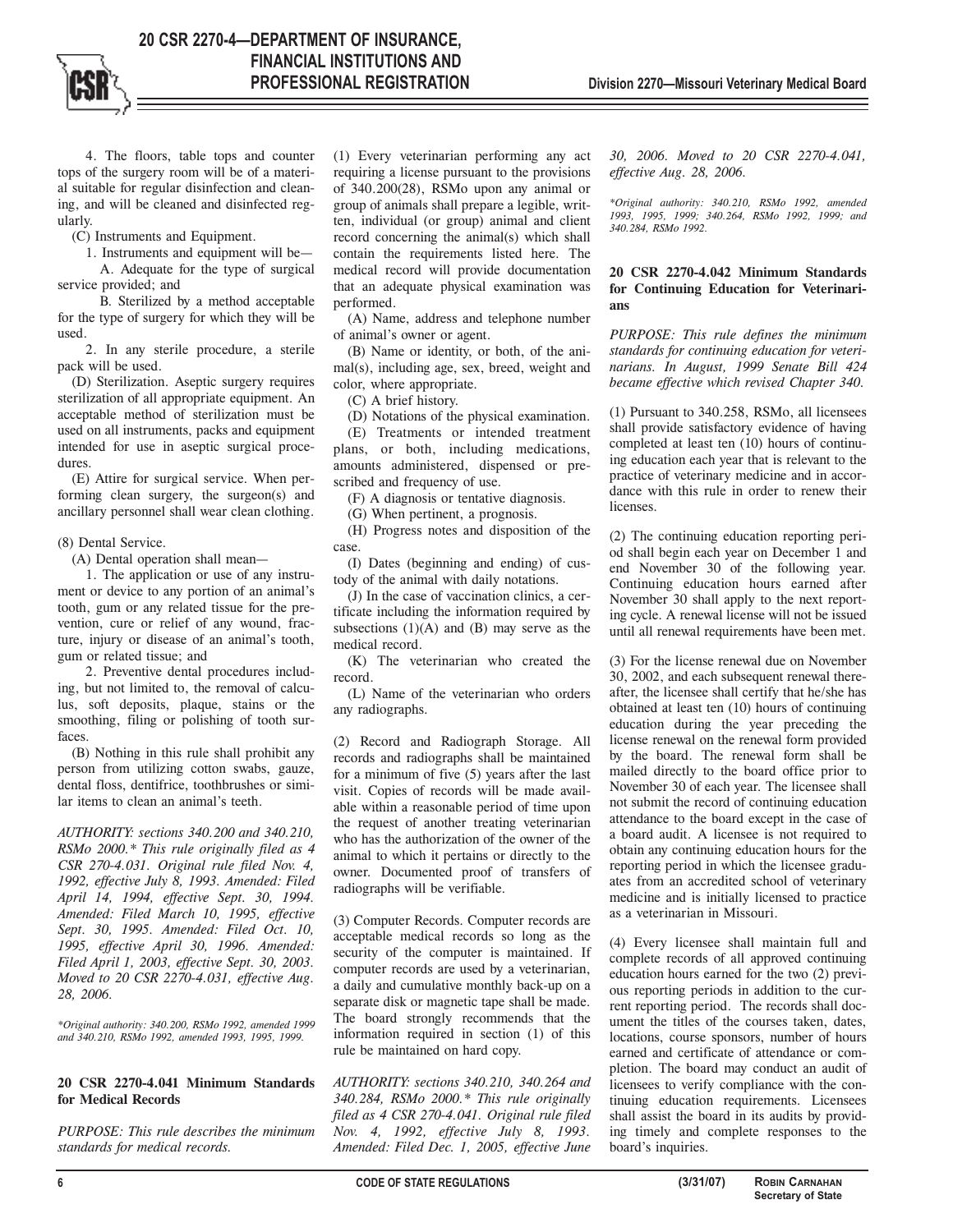4. The floors, table tops and counter tops of the surgery room will be of a material suitable for regular disinfection and cleaning, and will be cleaned and disinfected regularly.

(C) Instruments and Equipment.

1. Instruments and equipment will be—

A. Adequate for the type of surgical service provided; and

B. Sterilized by a method acceptable for the type of surgery for which they will be used.

2. In any sterile procedure, a sterile pack will be used.

(D) Sterilization. Aseptic surgery requires sterilization of all appropriate equipment. An acceptable method of sterilization must be used on all instruments, packs and equipment intended for use in aseptic surgical procedures.

(E) Attire for surgical service. When performing clean surgery, the surgeon(s) and ancillary personnel shall wear clean clothing.

(8) Dental Service.

(A) Dental operation shall mean—

1. The application or use of any instrument or device to any portion of an animal's tooth, gum or any related tissue for the prevention, cure or relief of any wound, fracture, injury or disease of an animal's tooth, gum or related tissue; and

2. Preventive dental procedures including, but not limited to, the removal of calculus, soft deposits, plaque, stains or the smoothing, filing or polishing of tooth surfaces.

(B) Nothing in this rule shall prohibit any person from utilizing cotton swabs, gauze, dental floss, dentifrice, toothbrushes or similar items to clean an animal's teeth.

*AUTHORITY: sections 340.200 and 340.210, RSMo 2000.\* This rule originally filed as 4 CSR 270-4.031. Original rule filed Nov. 4, 1992, effective July 8, 1993. Amended: Filed April 14, 1994, effective Sept. 30, 1994. Amended: Filed March 10, 1995, effective Sept. 30, 1995. Amended: Filed Oct. 10, 1995, effective April 30, 1996. Amended: Filed April 1, 2003, effective Sept. 30, 2003. Moved to 20 CSR 2270-4.031, effective Aug. 28, 2006.*

*\*Original authority: 340.200, RSMo 1992, amended 1999 and 340.210, RSMo 1992, amended 1993, 1995, 1999.*

**20 CSR 2270-4.041 Minimum Standards for Medical Records**

*PURPOSE: This rule describes the minimum standards for medical records.*

(1) Every veterinarian performing any act requiring a license pursuant to the provisions of 340.200(28), RSMo upon any animal or group of animals shall prepare a legible, written, individual (or group) animal and client record concerning the animal(s) which shall contain the requirements listed here. The medical record will provide documentation that an adequate physical examination was performed.

(A) Name, address and telephone number of animal's owner or agent.

(B) Name or identity, or both, of the animal(s), including age, sex, breed, weight and color, where appropriate.

(C) A brief history.

(D) Notations of the physical examination.

(E) Treatments or intended treatment plans, or both, including medications, amounts administered, dispensed or prescribed and frequency of use.

(F) A diagnosis or tentative diagnosis.

(G) When pertinent, a prognosis.

(H) Progress notes and disposition of the case.

(I) Dates (beginning and ending) of custody of the animal with daily notations.

(J) In the case of vaccination clinics, a certificate including the information required by subsections (1)(A) and (B) may serve as the medical record.

(K) The veterinarian who created the record.

(L) Name of the veterinarian who orders any radiographs.

(2) Record and Radiograph Storage. All records and radiographs shall be maintained for a minimum of five (5) years after the last visit. Copies of records will be made available within a reasonable period of time upon the request of another treating veterinarian who has the authorization of the owner of the animal to which it pertains or directly to the owner. Documented proof of transfers of radiographs will be verifiable.

(3) Computer Records. Computer records are acceptable medical records so long as the security of the computer is maintained. If computer records are used by a veterinarian, a daily and cumulative monthly back-up on a separate disk or magnetic tape shall be made. The board strongly recommends that the information required in section (1) of this rule be maintained on hard copy.

*AUTHORITY: sections 340.210, 340.264 and 340.284, RSMo 2000.\* This rule originally filed as 4 CSR 270-4.041. Original rule filed Nov. 4, 1992, effective July 8, 1993. Amended: Filed Dec. 1, 2005, effective June 30, 2006. Moved to 20 CSR 2270-4.041, effective Aug. 28, 2006.*

*\*Original authority: 340.210, RSMo 1992, amended 1993, 1995, 1999; 340.264, RSMo 1992, 1999; and 340.284, RSMo 1992.*

**20 CSR 2270-4.042 Minimum Standards for Continuing Education for Veterinarians**

*PURPOSE: This rule defines the minimum standards for continuing education for veterinarians. In August, 1999 Senate Bill 424 became effective which revised Chapter 340.*

(1) Pursuant to 340.258, RSMo, all licensees shall provide satisfactory evidence of having completed at least ten (10) hours of continuing education each year that is relevant to the practice of veterinary medicine and in accordance with this rule in order to renew their licenses.

(2) The continuing education reporting period shall begin each year on December 1 and end November 30 of the following year. Continuing education hours earned after November 30 shall apply to the next reporting cycle. A renewal license will not be issued until all renewal requirements have been met.

(3) For the license renewal due on November 30, 2002, and each subsequent renewal thereafter, the licensee shall certify that he/she has obtained at least ten (10) hours of continuing education during the year preceding the license renewal on the renewal form provided by the board. The renewal form shall be mailed directly to the board office prior to November 30 of each year. The licensee shall not submit the record of continuing education attendance to the board except in the case of a board audit. A licensee is not required to obtain any continuing education hours for the reporting period in which the licensee graduates from an accredited school of veterinary medicine and is initially licensed to practice as a veterinarian in Missouri.

(4) Every licensee shall maintain full and complete records of all approved continuing education hours earned for the two (2) previous reporting periods in addition to the current reporting period. The records shall document the titles of the courses taken, dates, locations, course sponsors, number of hours earned and certificate of attendance or completion. The board may conduct an audit of licensees to verify compliance with the continuing education requirements. Licensees shall assist the board in its audits by providing timely and complete responses to the board's inquiries.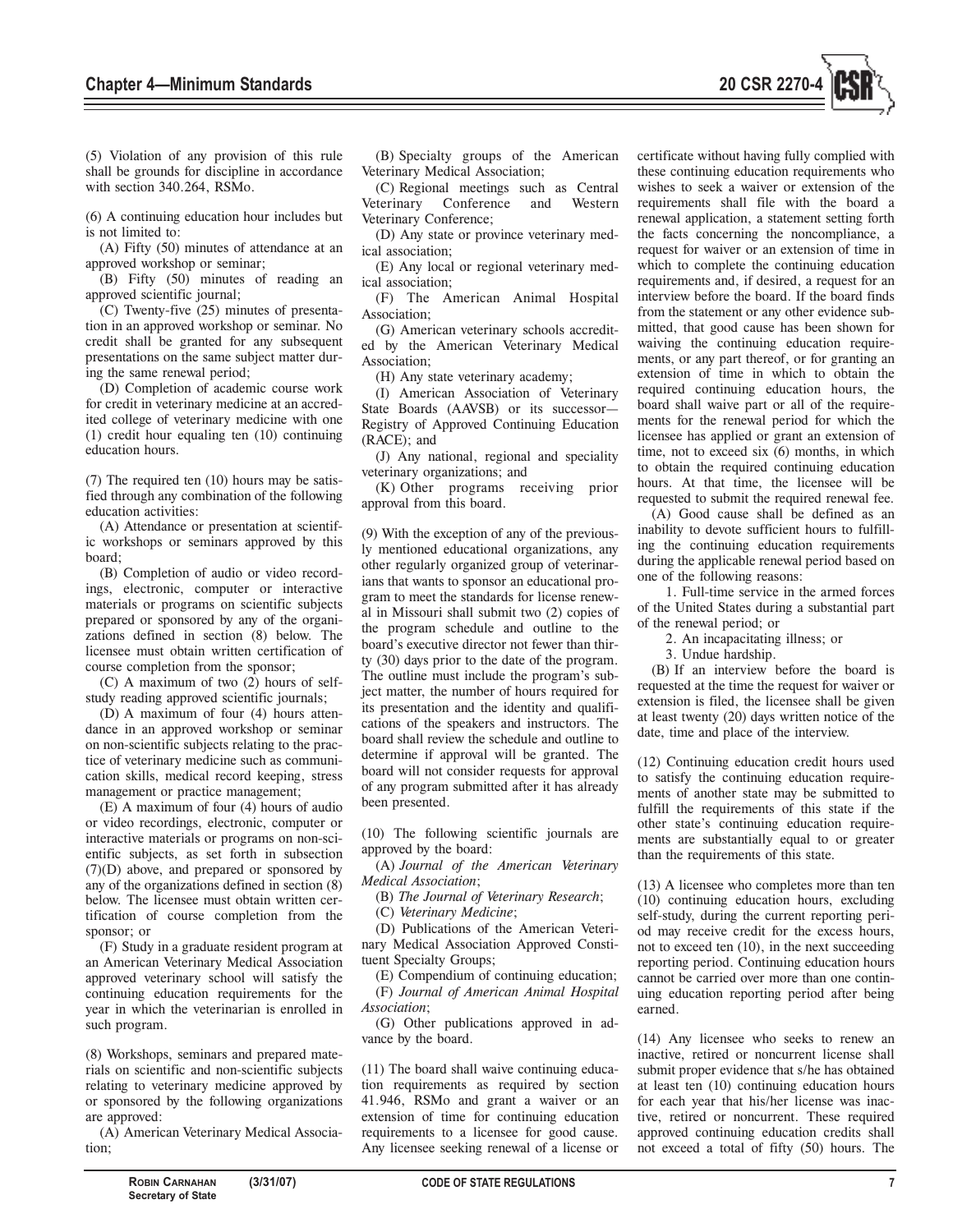(5) Violation of any provision of this rule shall be grounds for discipline in accordance with section 340.264, RSMo.

(6) A continuing education hour includes but is not limited to:

(A) Fifty (50) minutes of attendance at an approved workshop or seminar;

(B) Fifty (50) minutes of reading an approved scientific journal;

(C) Twenty-five (25) minutes of presentation in an approved workshop or seminar. No credit shall be granted for any subsequent presentations on the same subject matter during the same renewal period;

(D) Completion of academic course work for credit in veterinary medicine at an accredited college of veterinary medicine with one (1) credit hour equaling ten (10) continuing education hours.

(7) The required ten (10) hours may be satisfied through any combination of the following education activities:

(A) Attendance or presentation at scientific workshops or seminars approved by this board;

(B) Completion of audio or video recordings, electronic, computer or interactive materials or programs on scientific subjects prepared or sponsored by any of the organizations defined in section (8) below. The licensee must obtain written certification of course completion from the sponsor;

(C) A maximum of two (2) hours of self-study reading approved scientific journal;

(D) A maximum of four (4) hours attendance in an approved workshop or seminar on non-scientific subjects relating to the practice of veterinary medicine such as communication skills, medical record keeping, stress management or practice management;

(E) A maximum of four (4) hours of audio or video recordings, electronic, computer or interactive materials or programs on non-scientific subjects, as set forth in subsection (7)(D) above, and prepared or sponsored by any of the organizations defined in section (8) below. The licensee must obtain written certification of course completion from the sponsor; or

(F) Study in a graduate resident program at an American Veterinary Medical Association approved veterinary school will satisfy the continuing education requirements for the year in which the veterinarian is enrolled in such program.

(8) Workshops, seminars and prepared materials on scientific and non-scientific subjects relating to veterinary medicine approved by or sponsored by the following organizations are approved:

(A) American Veterinary Medical Association;

(B) Specialty groups of the American Veterinary Medical Association;

(C) Regional meetings such as Central Veterinary Conference and Western Veterinary Conference;

(D) Any state or province veterinary medical association;

(E) Any local or regional veterinary medical association;

(F) The American Animal Hospital Association;

(G) American veterinary schools accredited by the American Veterinary Medical Association;

(H) Any state veterinary academy;

(I) American Association of Veterinary State Boards (AAVSB) or its successor—Registry of Approved Continuing Education (RACE); and

(J) Any national, regional and speciality veterinary organizations; and

(K) Other programs receiving prior approval from this board.

(9) With the exception of any of the previously mentioned educational organizations, any other regularly organized group of veterinarians that wants to sponsor an educational program to meet the standards for license renewal in Missouri shall submit two (2) copies of the program schedule and outline to the board's executive director not fewer than thirty (30) days prior to the date of the program. The outline must include the program's subject matter, the number of hours required for its presentation and the identity and qualifications of the speakers and instructors. The board shall review the schedule and outline to determine if approval will be granted. The board will not consider requests for approval of any program submitted after it has already been presented.

(10) The following scientific journals are approved by the board:

(A) *Journal of the American Veterinary Medical Association*;

(B) *The Journal of Veterinary Research*;

(C) *Veterinary Medicine*;

(D) Publications of the American Veterinary Medical Association Approved Constituent Specialty Groups;

(E) Compendium of continuing education;

(F) *Journal of American Animal Hospital Association*;

(G) Other publications approved in advance by the board.

(11) The board shall waive continuing education requirements as required by section 41.946, RSMo and grant a waiver or an extension of time for continuing education requirements to a licensee for good cause. Any licensee seeking renewal of a license or certificate without having fully complied with these continuing education requirements who wishes to seek a waiver or extension of the requirements shall file with the board a renewal application, a statement setting forth the facts concerning the noncompliance, a request for waiver or an extension of time in which to complete the continuing education requirements and, if desired, a request for an interview before the board. If the board finds from the statement or any other evidence submitted, that good cause has been shown for waiving the continuing education requirements, or any part thereof, or for granting an extension of time in which to obtain the required continuing education hours, the board shall waive part or all of the requirements for the renewal period for which the licensee has applied or grant an extension of time, not to exceed six (6) months, in which to obtain the required continuing education hours. At that time, the licensee will be requested to submit the required renewal fee.

(A) Good cause shall be defined as an inability to devote sufficient hours to fulfilling the continuing education requirements during the applicable renewal period based on one of the following reasons:

1. Full-time service in the armed forces of the United States during a substantial part of the renewal period; or

2. An incapacitating illness; or

3. Undue hardship.

(B) If an interview before the board is requested at the time the request for waiver or extension is filed, the licensee shall be given at least twenty (20) days written notice of the date, time and place of the interview.

(12) Continuing education credit hours used to satisfy the continuing education requirements of another state may be submitted to fulfill the requirements of this state if the other state's continuing education requirements are substantially equal to or greater than the requirements of this state.

(13) A licensee who completes more than ten (10) continuing education hours, excluding self-study, during the current reporting period may receive credit for the excess hours, not to exceed ten (10), in the next succeeding reporting period. Continuing education hours cannot be carried over more than one continuing education reporting period after being earned.

(14) Any licensee who seeks to renew an inactive, retired or noncurrent license shall submit proper evidence that s/he has obtained at least ten (10) continuing education hours for each year that his/her license was inactive, retired or noncurrent. These required approved continuing education credits shall not exceed a total of fifty (50) hours. The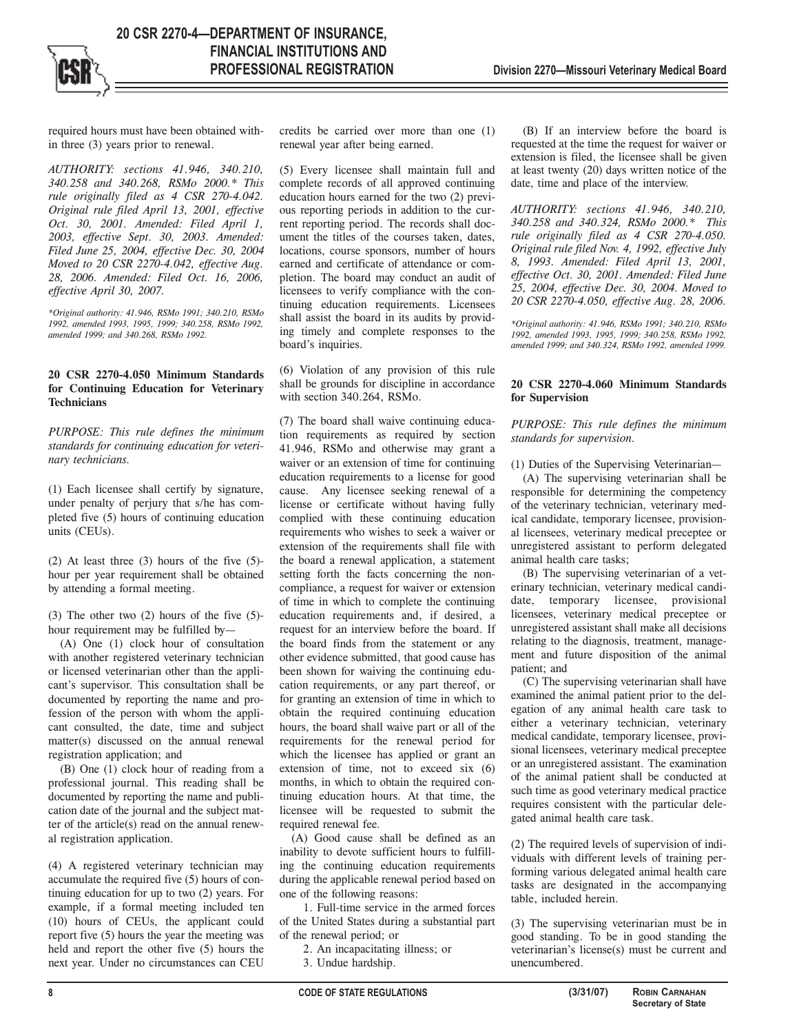required hours must have been obtained within three (3) years prior to renewal.

*AUTHORITY: sections 41.946, 340.210, 340.258 and 340.268, RSMo 2000.* This rule originally filed as 4 CSR 270-4.042. Original rule filed April 13, 2001, effective Oct. 30, 2001. Amended: Filed April 1, 2003, effective Sept. 30, 2003. Amended: Filed June 25, 2004, effective Dec. 30, 2004 Moved to 20 CSR 2270-4.042, effective Aug. 28, 2006. Amended: Filed Oct. 16, 2006, effective April 30, 2007.*

**Original authority: 41.946, RSMo 1991; 340.210, RSMo 1992, amended 1993, 1995, 1999; 340.258, RSMo 1992, amended 1999; and 340.268, RSMo 1992.*

**20 CSR 2270-4.050 Minimum Standards for Continuing Education for Veterinary Technicians**

*PURPOSE: This rule defines the minimum standards for continuing education for veterinary technicians.*

(1) Each licensee shall certify by signature, under penalty of perjury that s/he has completed five (5) hours of continuing education units (CEUs).

(2) At least three (3) hours of the five (5)-hour per year requirement shall be obtained by attending a formal meeting.

(3) The other two (2) hours of the five (5)-hour requirement may be fulfilled by—

(A) One (1) clock hour of consultation with another registered veterinary technician or licensed veterinarian other than the applicant's supervisor. This consultation shall be documented by reporting the name and profession of the person with whom the applicant consulted, the date, time and subject matter(s) discussed on the annual renewal registration application; and

(B) One (1) clock hour of reading from a professional journal. This reading shall be documented by reporting the name and publication date of the journal and the subject matter of the article(s) read on the annual renewal registration application.

(4) A registered veterinary technician may accumulate the required five (5) hours of continuing education for up to two (2) years. For example, if a formal meeting included ten (10) hours of CEUs, the applicant could report five (5) hours the year the meeting was held and report the other five (5) hours the next year. Under no circumstances can CEU credits be carried over more than one (1) renewal year after being earned.

(5) Every licensee shall maintain full and complete records of all approved continuing education hours earned for the two (2) previous reporting periods in addition to the current reporting period. The records shall document the titles of the courses taken, dates, locations, course sponsors, number of hours earned and certificate of attendance or completion. The board may conduct an audit of licensees to verify compliance with the continuing education requirements. Licensees shall assist the board in its audits by providing timely and complete responses to the board's inquiries.

(6) Violation of any provision of this rule shall be grounds for discipline in accordance with section 340.264, RSMo.

(7) The board shall waive continuing education requirements as required by section 41.946, RSMo and otherwise may grant a waiver or an extension of time for continuing education requirements to a license for good cause. Any licensee seeking renewal of a license or certificate without having fully complied with these continuing education requirements who wishes to seek a waiver or extension of the requirements shall file with the board a renewal application, a statement setting forth the facts concerning the noncompliance, a request for waiver or extension of time in which to complete the continuing education requirements and, if desired, a request for an interview before the board. If the board finds from the statement or any other evidence submitted, that good cause has been shown for waiving the continuing education requirements, or any part thereof, or for granting an extension of time in which to obtain the required continuing education hours, the board shall waive part or all of the requirements for the renewal period for which the licensee has applied or grant an extension of time, not to exceed six (6) months, in which to obtain the required continuing education hours. At that time, the licensee will be requested to submit the required renewal fee.

(A) Good cause shall be defined as an inability to devote sufficient hours to fulfilling the continuing education requirements during the applicable renewal period based on one of the following reasons:

1. Full-time service in the armed forces of the United States during a substantial part of the renewal period; or

2. An incapacitating illness; or

3. Undue hardship.

(B) If an interview before the board is requested at the time the request for waiver or extension is filed, the licensee shall be given at least twenty (20) days written notice of the date, time and place of the interview.

*AUTHORITY: sections 41.946, 340.210, 340.258 and 340.324, RSMo 2000.* This rule originally filed as 4 CSR 270-4.050. Original rule filed Nov. 4, 1992, effective July 8, 1993. Amended: Filed April 13, 2001, effective Oct. 30, 2001. Amended: Filed June 25, 2004, effective Dec. 30, 2004. Moved to 20 CSR 2270-4.050, effective Aug. 28, 2006.*

**Original authority: 41.946, RSMo 1991; 340.210, RSMo 1992, amended 1993, 1995, 1999; 340.258, RSMo 1992, amended 1999; and 340.324, RSMo 1992, amended 1999.*

**20 CSR 2270-4.060 Minimum Standards for Supervision**

*PURPOSE: This rule defines the minimum standards for supervision.*

(1) Duties of the Supervising Veterinarian—

(A) The supervising veterinarian shall be responsible for determining the competency of the veterinary technician, veterinary medical candidate, temporary licensee, provisional licensees, veterinary medical preceptee or unregistered assistant to perform delegated animal health care tasks;

(B) The supervising veterinarian of a veterinary technician, veterinary medical candidate, temporary licensee, provisional licensees, veterinary medical preceptee or unregistered assistant shall make all decisions relating to the diagnosis, treatment, management and future disposition of the animal patient; and

(C) The supervising veterinarian shall have examined the animal patient prior to the delegation of any animal health care task to either a veterinary technician, veterinary medical candidate, temporary licensee, provisional licensees, veterinary medical preceptee or an unregistered assistant. The examination of the animal patient shall be conducted at such time as good veterinary medical practice requires consistent with the particular delegated animal health care task.

(2) The required levels of supervision of individuals with different levels of training performing various delegated animal health care tasks are designated in the accompanying table, included herein.

(3) The supervising veterinarian must be in good standing. To be in good standing the veterinarian's license(s) must be current and unencumbered.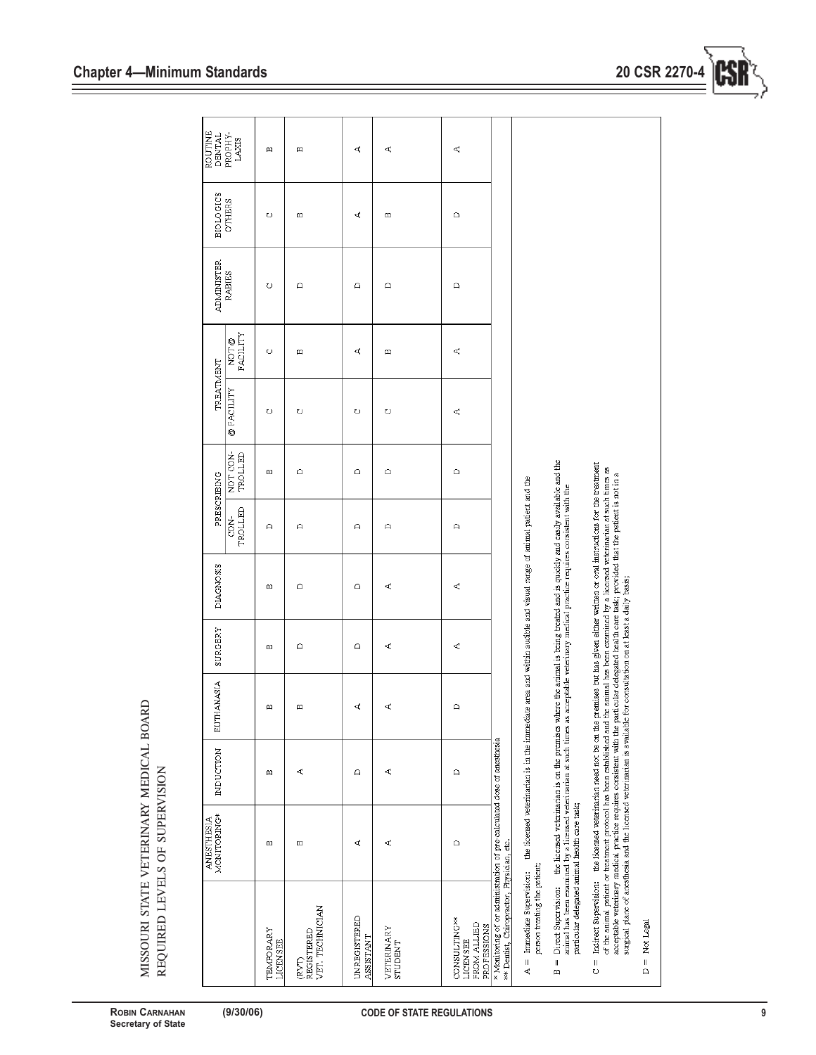MISSOURI STATE VETERINARY MEDICAL BOARD
REQUIRED LEVELS OF SUPERVISION

| | ANESTHESIA MONITORING* | INDUCTION | EUTHANASIA | SURGERY | DIAGNOSIS | PRESCRIBING | | TREATMENT | | ADMINISTER RABIES | BIOLOGICS OTHERS | ROUTINE DENTAL PROPHY-LAXIS |
|---|---|---|---|---|---|---|---|---|---|---|---|---|
| | | | | | | CON-TROLLED | NOT CON-TROLLED | @ FACILITY | NOT @ FACILITY | | | |
| TEMPORARY LICENSEE | B | B | B | B | B | D | B | C | C | C | C | B |
| (RVT) REGISTERED VET. TECHNICIAN | B | A | B | D | D | D | D | C | B | D | B | B |
| UNREGISTERED ASSISTANT | A | D | A | D | D | D | D | C | A | D | A | A |
| VETERINARY STUDENT | A | A | A | A | A | D | D | C | B | D | B | A |
| CONSULTING** LICENSEE FROM ALLIED PROFESSIONS | D | D | D | A | A | D | D | A | A | D | D | A |

\* Monitoring of or administration of pre-calculated dose of anesthesia
\*\* Dentist, Chiropractor, Physician, etc.

A = Immediate Supervision: the licensed veterinarian is in the immediate area and within audible and visual range of animal patient and the person treating the patient;

B = Direct Supervision: the licensed veterinarian is on the premises where the animal is being treated and is quickly and easily available and the animal has been examined by a licensed veterinarian at such times as acceptable veterinary medical practice requires consistent with the particular delegated animal health care task;

C = Indirect Supervision: the licensed veterinarian need not be on the premises but has given either written or oral instructions for the treatment of the animal patient or treatment protocol has been established and the animal has been examined by a licensed veterinarian at such times as acceptable veterinary medical practice requires consistent with the particular delegated health care task; provided that the patient is not in a surgical plane of anesthesia and the licensed veterinarian is available for consultation on at least a daily basis;

D = Not Legal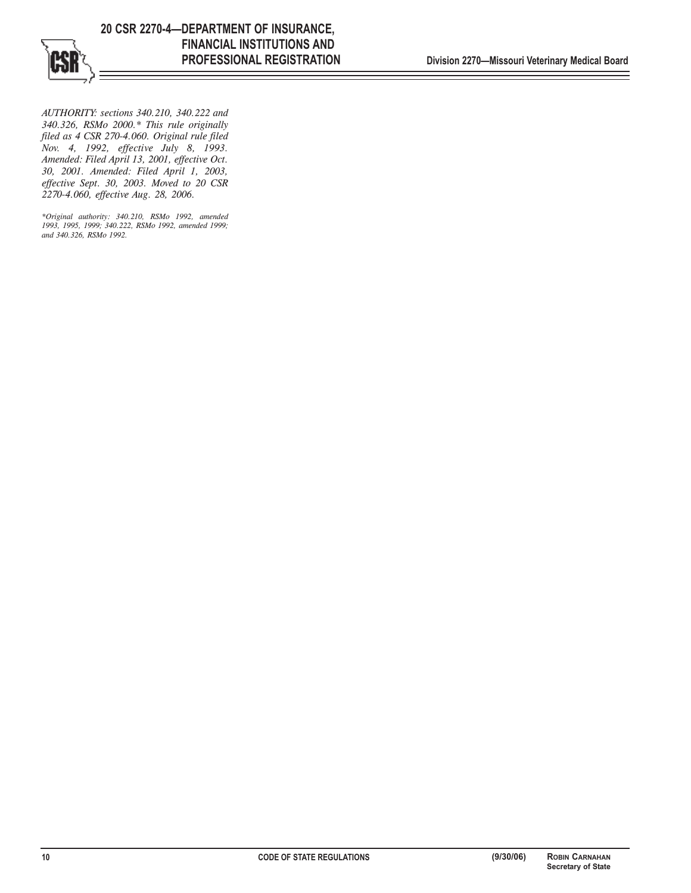*AUTHORITY: sections 340.210, 340.222 and 340.326, RSMo 2000.* This rule originally filed as 4 CSR 270-4.060. Original rule filed Nov. 4, 1992, effective July 8, 1993. Amended: Filed April 13, 2001, effective Oct. 30, 2001. Amended: Filed April 1, 2003, effective Sept. 30, 2003. Moved to 20 CSR 2270-4.060, effective Aug. 28, 2006.*

**Original authority: 340.210, RSMo 1992, amended 1993, 1995, 1999; 340.222, RSMo 1992, amended 1999; and 340.326, RSMo 1992.*